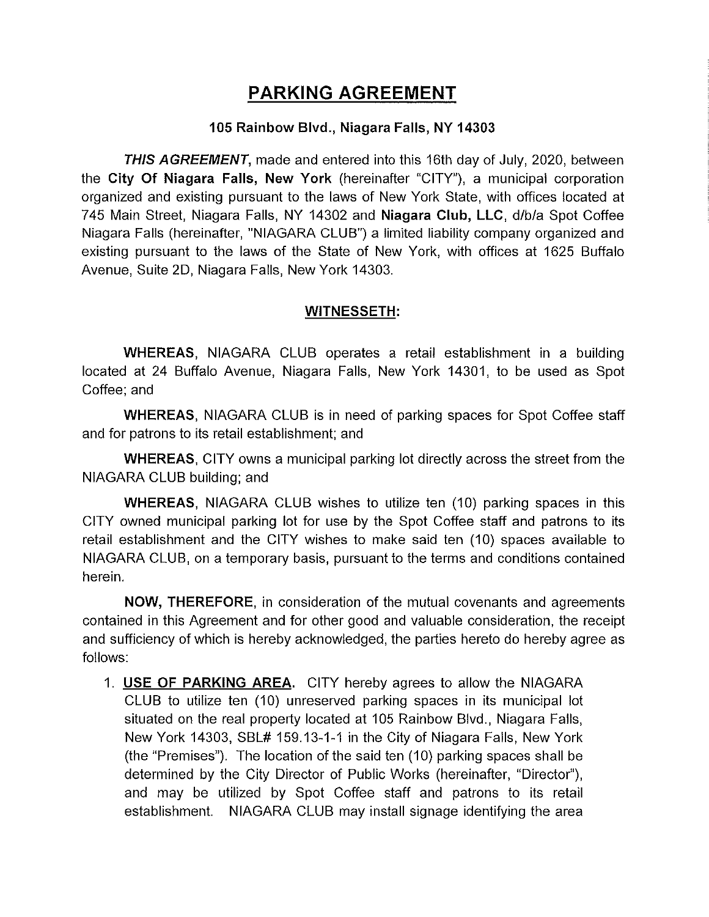# PARKING AGREEMENT

**105 Rainbow Blvd., Niagara Falls, NY 14303**

***THIS AGREEMENT***, made and entered into this 16th day of July, 2020, between the **City Of Niagara Falls, New York** (hereinafter "CITY"), a municipal corporation organized and existing pursuant to the laws of New York State, with offices located at 745 Main Street, Niagara Falls, NY 14302 and **Niagara Club, LLC**, d/b/a Spot Coffee Niagara Falls (hereinafter, "NIAGARA CLUB") a limited liability company organized and existing pursuant to the laws of the State of New York, with offices at 1625 Buffalo Avenue, Suite 2D, Niagara Falls, New York 14303.

## WITNESSETH:

**WHEREAS**, NIAGARA CLUB operates a retail establishment in a building located at 24 Buffalo Avenue, Niagara Falls, New York 14301, to be used as Spot Coffee; and

**WHEREAS**, NIAGARA CLUB is in need of parking spaces for Spot Coffee staff and for patrons to its retail establishment; and

**WHEREAS**, CITY owns a municipal parking lot directly across the street from the NIAGARA CLUB building; and

**WHEREAS**, NIAGARA CLUB wishes to utilize ten (10) parking spaces in this CITY owned municipal parking lot for use by the Spot Coffee staff and patrons to its retail establishment and the CITY wishes to make said ten (10) spaces available to NIAGARA CLUB, on a temporary basis, pursuant to the terms and conditions contained herein.

**NOW, THEREFORE**, in consideration of the mutual covenants and agreements contained in this Agreement and for other good and valuable consideration, the receipt and sufficiency of which is hereby acknowledged, the parties hereto do hereby agree as follows:

1. **USE OF PARKING AREA.** CITY hereby agrees to allow the NIAGARA CLUB to utilize ten (10) unreserved parking spaces in its municipal lot situated on the real property located at 105 Rainbow Blvd., Niagara Falls, New York 14303, SBL# 159.13-1-1 in the City of Niagara Falls, New York (the "Premises"). The location of the said ten (10) parking spaces shall be determined by the City Director of Public Works (hereinafter, "Director"), and may be utilized by Spot Coffee staff and patrons to its retail establishment. NIAGARA CLUB may install signage identifying the area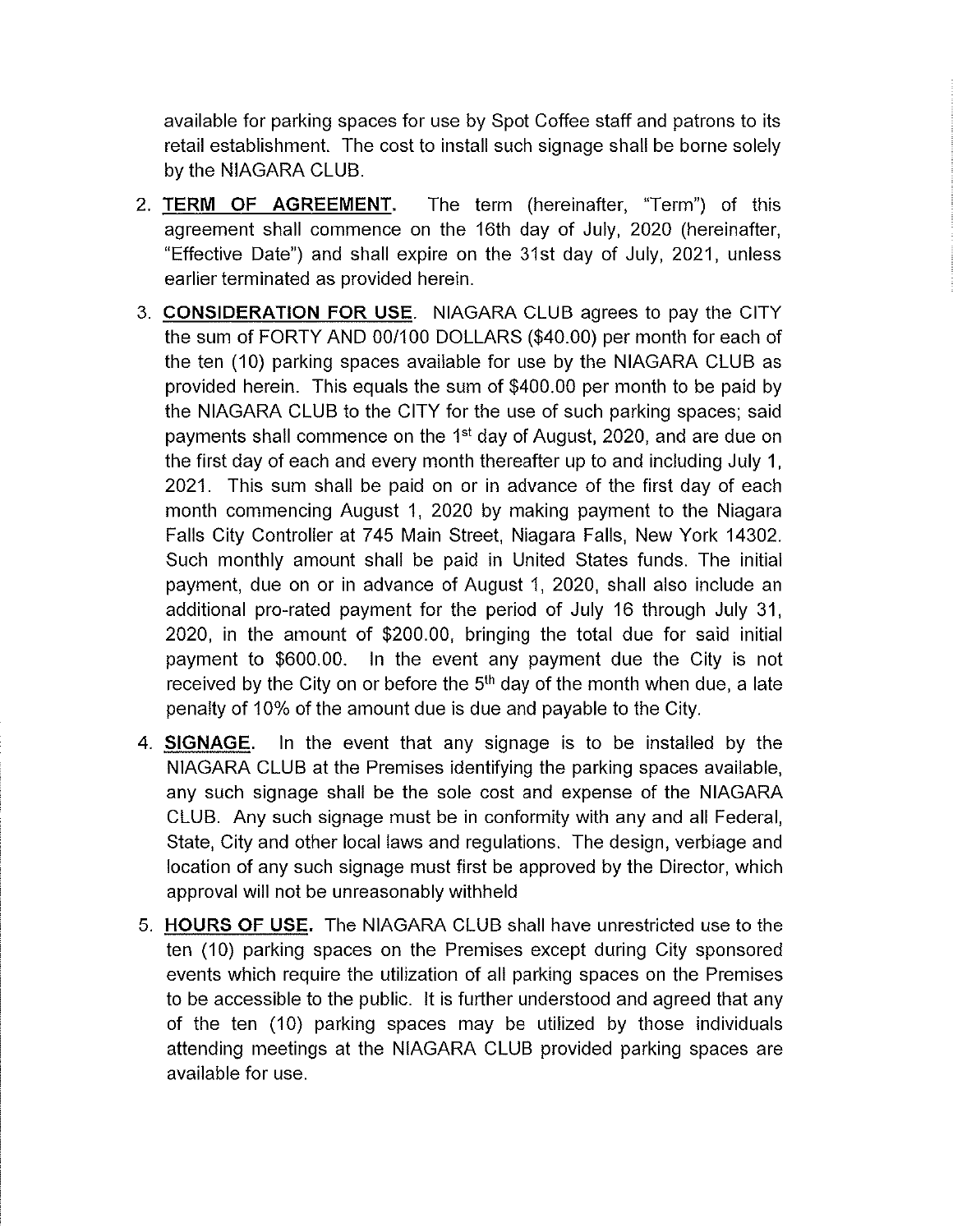available for parking spaces for use by Spot Coffee staff and patrons to its retail establishment. The cost to install such signage shall be borne solely by the NIAGARA CLUB.

2. **TERM OF AGREEMENT.** The term (hereinafter, "Term") of this agreement shall commence on the 16th day of July, 2020 (hereinafter, "Effective Date") and shall expire on the 31st day of July, 2021, unless earlier terminated as provided herein.

3. **CONSIDERATION FOR USE**. NIAGARA CLUB agrees to pay the CITY the sum of FORTY AND 00/100 DOLLARS ($40.00) per month for each of the ten (10) parking spaces available for use by the NIAGARA CLUB as provided herein. This equals the sum of $400.00 per month to be paid by the NIAGARA CLUB to the CITY for the use of such parking spaces; said payments shall commence on the 1st day of August, 2020, and are due on the first day of each and every month thereafter up to and including July 1, 2021. This sum shall be paid on or in advance of the first day of each month commencing August 1, 2020 by making payment to the Niagara Falls City Controller at 745 Main Street, Niagara Falls, New York 14302. Such monthly amount shall be paid in United States funds. The initial payment, due on or in advance of August 1, 2020, shall also include an additional pro-rated payment for the period of July 16 through July 31, 2020, in the amount of $200.00, bringing the total due for said initial payment to $600.00. In the event any payment due the City is not received by the City on or before the 5th day of the month when due, a late penalty of 10% of the amount due is due and payable to the City.

4. **SIGNAGE.** In the event that any signage is to be installed by the NIAGARA CLUB at the Premises identifying the parking spaces available, any such signage shall be the sole cost and expense of the NIAGARA CLUB. Any such signage must be in conformity with any and all Federal, State, City and other local laws and regulations. The design, verbiage and location of any such signage must first be approved by the Director, which approval will not be unreasonably withheld

5. **HOURS OF USE.** The NIAGARA CLUB shall have unrestricted use to the ten (10) parking spaces on the Premises except during City sponsored events which require the utilization of all parking spaces on the Premises to be accessible to the public. It is further understood and agreed that any of the ten (10) parking spaces may be utilized by those individuals attending meetings at the NIAGARA CLUB provided parking spaces are available for use.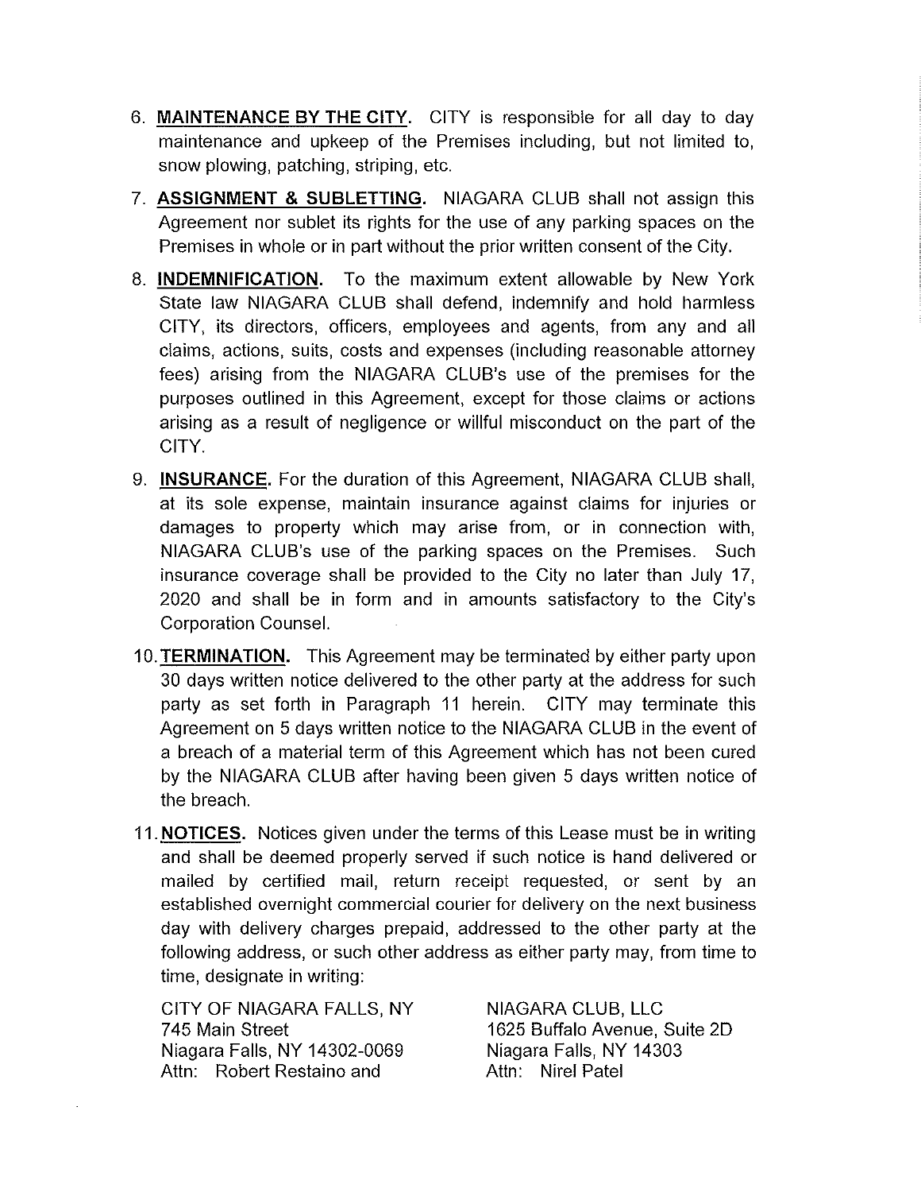6. **MAINTENANCE BY THE CITY.** CITY is responsible for all day to day maintenance and upkeep of the Premises including, but not limited to, snow plowing, patching, striping, etc.

7. **ASSIGNMENT & SUBLETTING.** NIAGARA CLUB shall not assign this Agreement nor sublet its rights for the use of any parking spaces on the Premises in whole or in part without the prior written consent of the City.

8. **INDEMNIFICATION.** To the maximum extent allowable by New York State law NIAGARA CLUB shall defend, indemnify and hold harmless CITY, its directors, officers, employees and agents, from any and all claims, actions, suits, costs and expenses (including reasonable attorney fees) arising from the NIAGARA CLUB's use of the premises for the purposes outlined in this Agreement, except for those claims or actions arising as a result of negligence or willful misconduct on the part of the CITY.

9. **INSURANCE.** For the duration of this Agreement, NIAGARA CLUB shall, at its sole expense, maintain insurance against claims for injuries or damages to property which may arise from, or in connection with, NIAGARA CLUB's use of the parking spaces on the Premises. Such insurance coverage shall be provided to the City no later than July 17, 2020 and shall be in form and in amounts satisfactory to the City's Corporation Counsel.

10. **TERMINATION.** This Agreement may be terminated by either party upon 30 days written notice delivered to the other party at the address for such party as set forth in Paragraph 11 herein. CITY may terminate this Agreement on 5 days written notice to the NIAGARA CLUB in the event of a breach of a material term of this Agreement which has not been cured by the NIAGARA CLUB after having been given 5 days written notice of the breach.

11. **NOTICES.** Notices given under the terms of this Lease must be in writing and shall be deemed properly served if such notice is hand delivered or mailed by certified mail, return receipt requested, or sent by an established overnight commercial courier for delivery on the next business day with delivery charges prepaid, addressed to the other party at the following address, or such other address as either party may, from time to time, designate in writing:

    CITY OF NIAGARA FALLS, NY
    745 Main Street
    Niagara Falls, NY 14302-0069
    Attn: Robert Restaino and

    NIAGARA CLUB, LLC
    1625 Buffalo Avenue, Suite 2D
    Niagara Falls, NY 14303
    Attn: Nirel Patel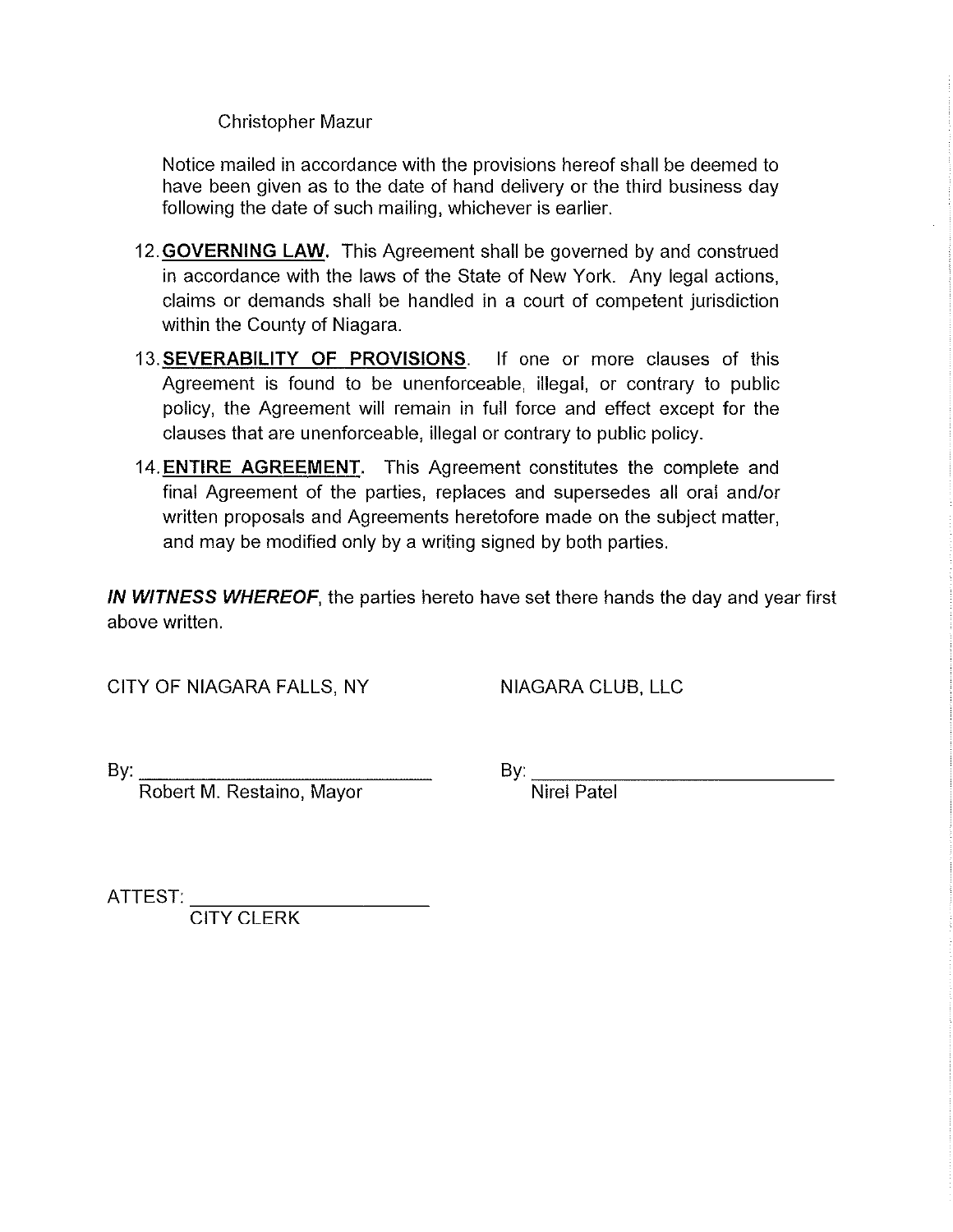Christopher Mazur

Notice mailed in accordance with the provisions hereof shall be deemed to have been given as to the date of hand delivery or the third business day following the date of such mailing, whichever is earlier.

12. **GOVERNING LAW.** This Agreement shall be governed by and construed in accordance with the laws of the State of New York. Any legal actions, claims or demands shall be handled in a court of competent jurisdiction within the County of Niagara.

13. **SEVERABILITY OF PROVISIONS**. If one or more clauses of this Agreement is found to be unenforceable, illegal, or contrary to public policy, the Agreement will remain in full force and effect except for the clauses that are unenforceable, illegal or contrary to public policy.

14. **ENTIRE AGREEMENT.** This Agreement constitutes the complete and final Agreement of the parties, replaces and supersedes all oral and/or written proposals and Agreements heretofore made on the subject matter, and may be modified only by a writing signed by both parties.

***IN WITNESS WHEREOF***, the parties hereto have set there hands the day and year first above written.

CITY OF NIAGARA FALLS, NY

By: ______________________________
Robert M. Restaino, Mayor

NIAGARA CLUB, LLC

By: ______________________________
Nirel Patel

ATTEST: ______________________
CITY CLERK